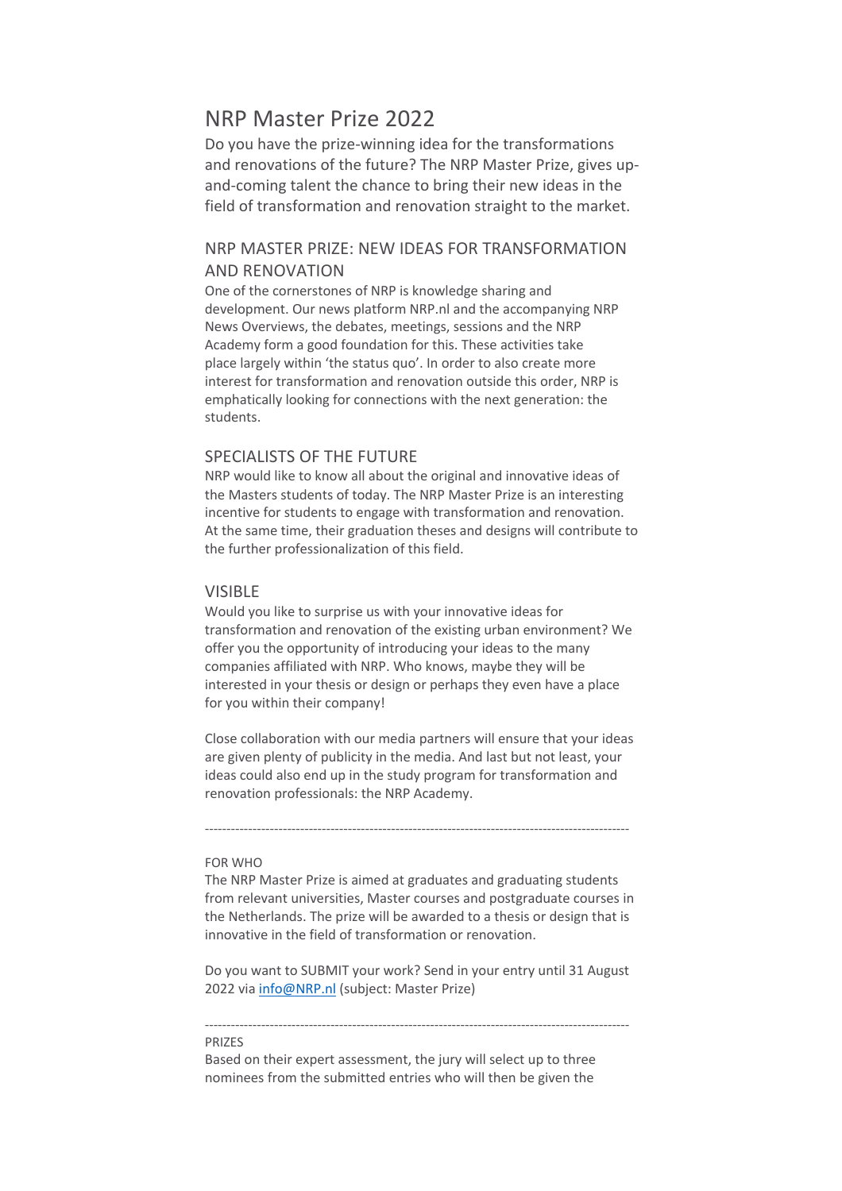# NRP Master Prize 2022

Do you have the prize-winning idea for the transformations and renovations of the future? The NRP Master Prize, gives up-and-coming talent the chance to bring their new ideas in the field of transformation and renovation straight to the market.

## NRP MASTER PRIZE: NEW IDEAS FOR TRANSFORMATION AND RENOVATION

One of the cornerstones of NRP is knowledge sharing and development. Our news platform NRP.nl and the accompanying NRP News Overviews, the debates, meetings, sessions and the NRP Academy form a good foundation for this. These activities take place largely within 'the status quo'. In order to also create more interest for transformation and renovation outside this order, NRP is emphatically looking for connections with the next generation: the students.

## SPECIALISTS OF THE FUTURE

NRP would like to know all about the original and innovative ideas of the Masters students of today. The NRP Master Prize is an interesting incentive for students to engage with transformation and renovation. At the same time, their graduation theses and designs will contribute to the further professionalization of this field.

## VISIBLE

Would you like to surprise us with your innovative ideas for transformation and renovation of the existing urban environment? We offer you the opportunity of introducing your ideas to the many companies affiliated with NRP. Who knows, maybe they will be interested in your thesis or design or perhaps they even have a place for you within their company!

Close collaboration with our media partners will ensure that your ideas are given plenty of publicity in the media. And last but not least, your ideas could also end up in the study program for transformation and renovation professionals: the NRP Academy.

---

FOR WHO

The NRP Master Prize is aimed at graduates and graduating students from relevant universities, Master courses and postgraduate courses in the Netherlands. The prize will be awarded to a thesis or design that is innovative in the field of transformation or renovation.

Do you want to SUBMIT your work? Send in your entry until 31 August 2022 via [info@NRP.nl](mailto:info@NRP.nl) (subject: Master Prize)

---

PRIZES

Based on their expert assessment, the jury will select up to three nominees from the submitted entries who will then be given the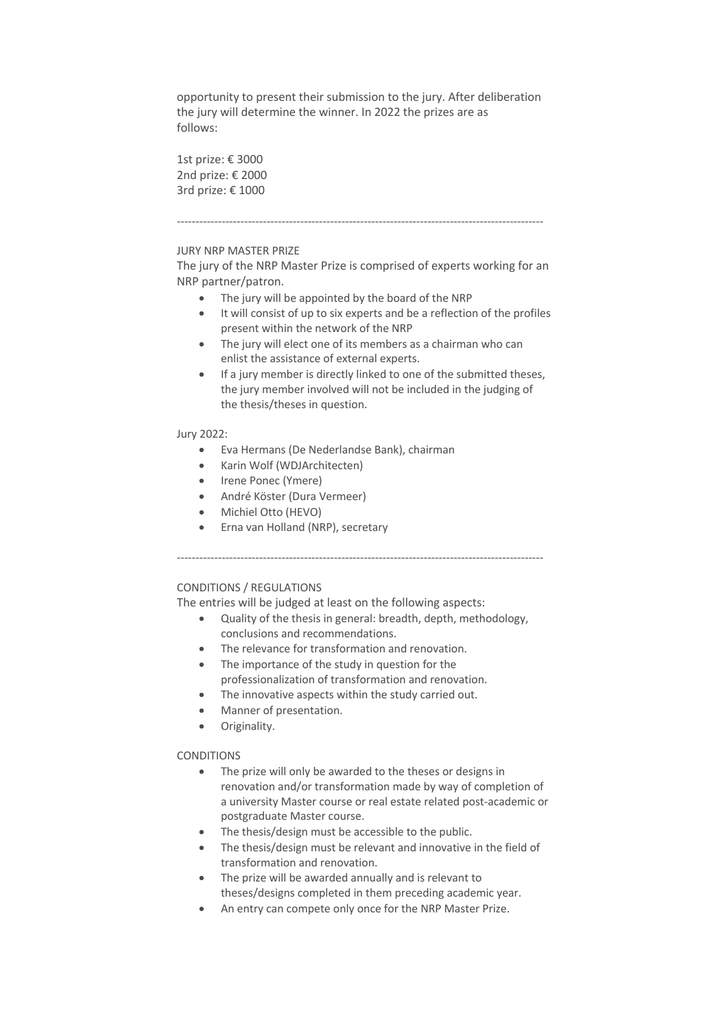opportunity to present their submission to the jury. After deliberation the jury will determine the winner. In 2022 the prizes are as follows:

1st prize: € 3000
2nd prize: € 2000
3rd prize: € 1000

---

JURY NRP MASTER PRIZE

The jury of the NRP Master Prize is comprised of experts working for an NRP partner/patron.

- The jury will be appointed by the board of the NRP
- It will consist of up to six experts and be a reflection of the profiles present within the network of the NRP
- The jury will elect one of its members as a chairman who can enlist the assistance of external experts.
- If a jury member is directly linked to one of the submitted theses, the jury member involved will not be included in the judging of the thesis/theses in question.

Jury 2022:

- Eva Hermans (De Nederlandse Bank), chairman
- Karin Wolf (WDJArchitecten)
- Irene Ponec (Ymere)
- André Köster (Dura Vermeer)
- Michiel Otto (HEVO)
- Erna van Holland (NRP), secretary

---

CONDITIONS / REGULATIONS

The entries will be judged at least on the following aspects:

- Quality of the thesis in general: breadth, depth, methodology, conclusions and recommendations.
- The relevance for transformation and renovation.
- The importance of the study in question for the professionalization of transformation and renovation.
- The innovative aspects within the study carried out.
- Manner of presentation.
- Originality.

CONDITIONS

- The prize will only be awarded to the theses or designs in renovation and/or transformation made by way of completion of a university Master course or real estate related post-academic or postgraduate Master course.
- The thesis/design must be accessible to the public.
- The thesis/design must be relevant and innovative in the field of transformation and renovation.
- The prize will be awarded annually and is relevant to theses/designs completed in them preceding academic year.
- An entry can compete only once for the NRP Master Prize.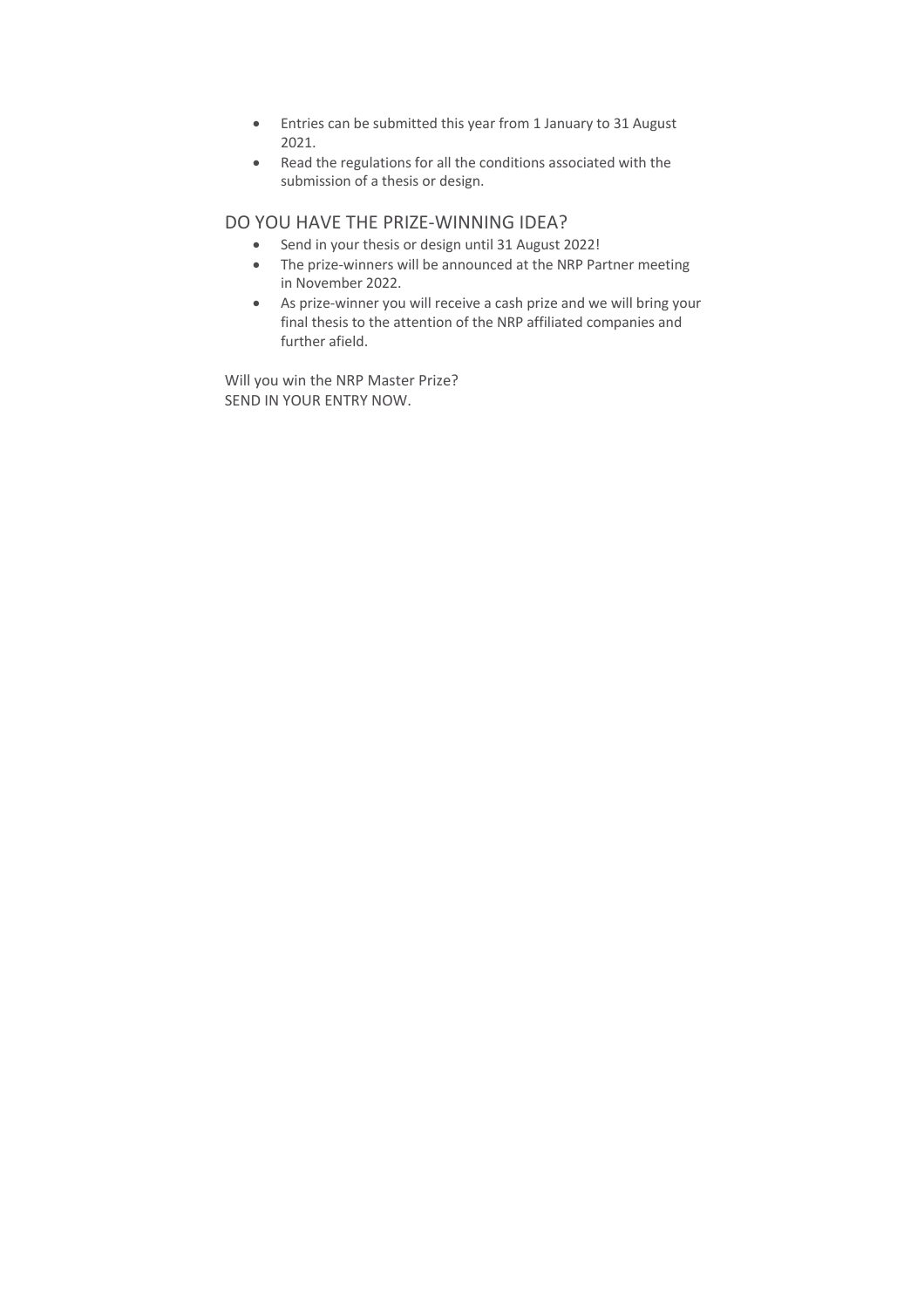- Entries can be submitted this year from 1 January to 31 August 2021.
- Read the regulations for all the conditions associated with the submission of a thesis or design.

## DO YOU HAVE THE PRIZE-WINNING IDEA?

- Send in your thesis or design until 31 August 2022!
- The prize-winners will be announced at the NRP Partner meeting in November 2022.
- As prize-winner you will receive a cash prize and we will bring your final thesis to the attention of the NRP affiliated companies and further afield.

Will you win the NRP Master Prize?
SEND IN YOUR ENTRY NOW.